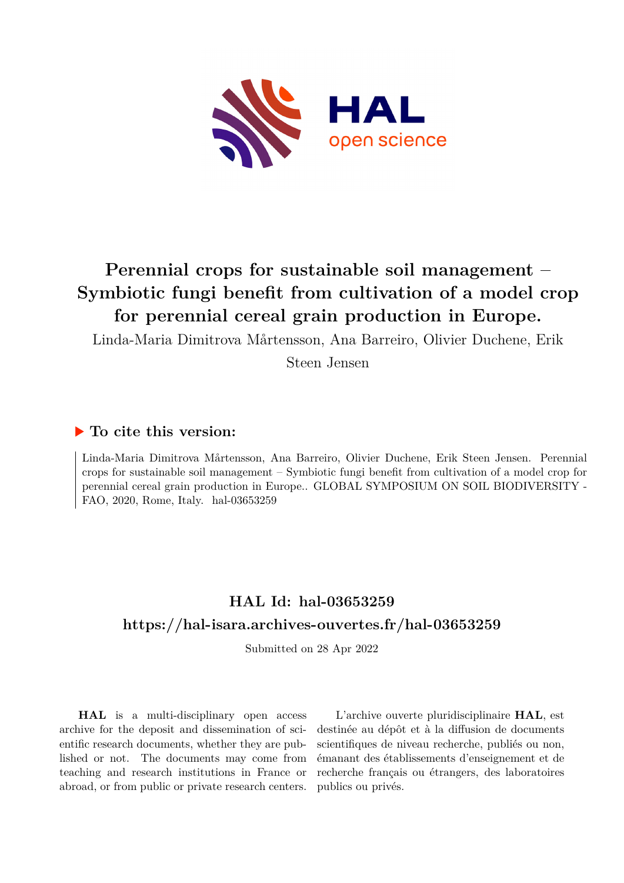# Perennial crops for sustainable soil management – Symbiotic fungi benefit from cultivation of a model crop for perennial cereal grain production in Europe.

Linda-Maria Dimitrova Mårtensson, Ana Barreiro, Olivier Duchene, Erik Steen Jensen

## ▶ To cite this version:

Linda-Maria Dimitrova Mårtensson, Ana Barreiro, Olivier Duchene, Erik Steen Jensen. Perennial crops for sustainable soil management – Symbiotic fungi benefit from cultivation of a model crop for perennial cereal grain production in Europe.. GLOBAL SYMPOSIUM ON SOIL BIODIVERSITY - FAO, 2020, Rome, Italy. hal-03653259

## HAL Id: hal-03653259

## https://hal-isara.archives-ouvertes.fr/hal-03653259

Submitted on 28 Apr 2022

**HAL** is a multi-disciplinary open access archive for the deposit and dissemination of scientific research documents, whether they are published or not. The documents may come from teaching and research institutions in France or abroad, or from public or private research centers.

L'archive ouverte pluridisciplinaire **HAL**, est destinée au dépôt et à la diffusion de documents scientifiques de niveau recherche, publiés ou non, émanant des établissements d'enseignement et de recherche français ou étrangers, des laboratoires publics ou privés.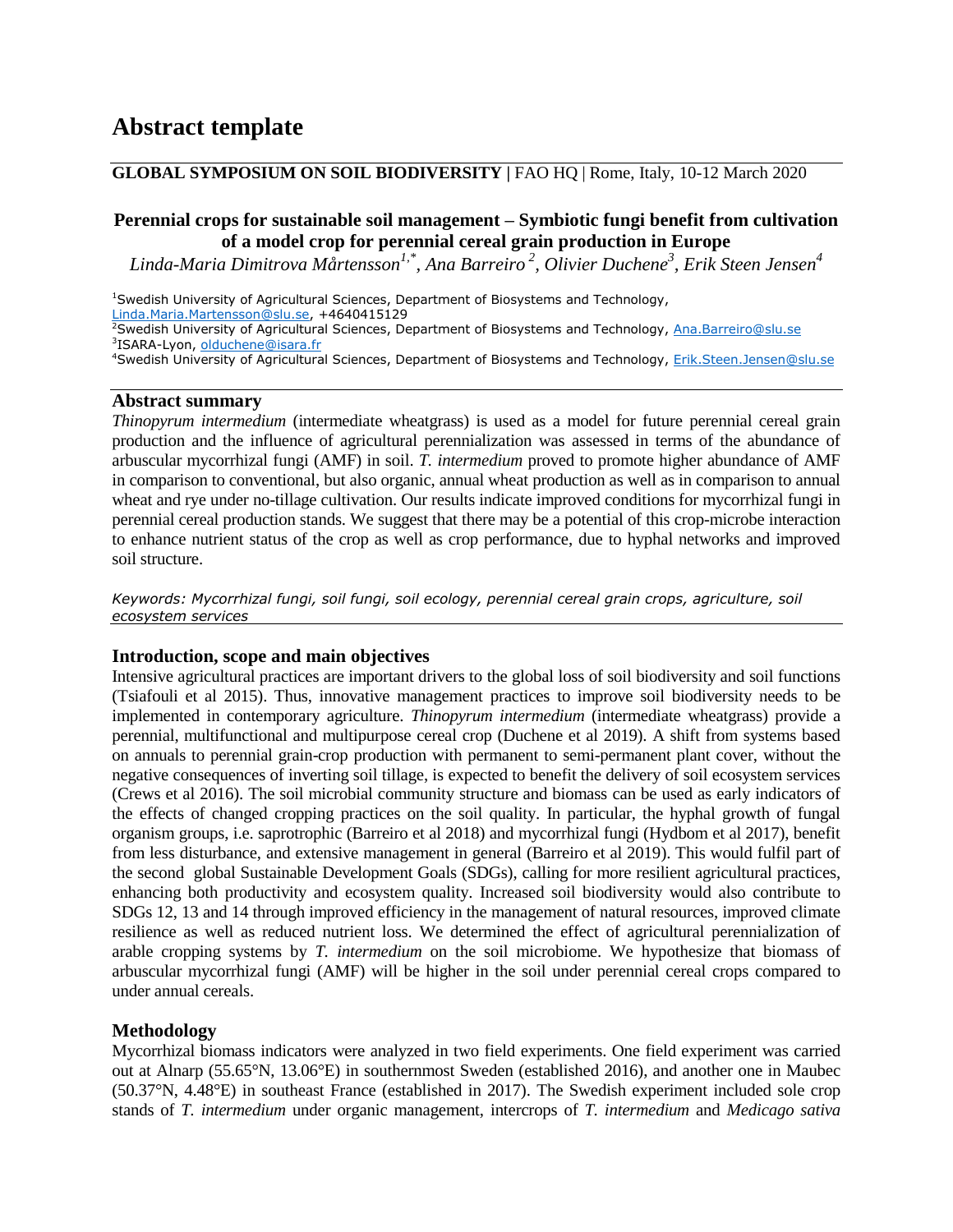# Abstract template

**GLOBAL SYMPOSIUM ON SOIL BIODIVERSITY |** FAO HQ | Rome, Italy, 10-12 March 2020

## Perennial crops for sustainable soil management – Symbiotic fungi benefit from cultivation of a model crop for perennial cereal grain production in Europe

*Linda-Maria Dimitrova Mårtensson[1,*], Ana Barreiro [2], Olivier Duchene[3], Erik Steen Jensen[4]*

[1]Swedish University of Agricultural Sciences, Department of Biosystems and Technology, Linda.Maria.Martensson@slu.se, +4640415129
[2]Swedish University of Agricultural Sciences, Department of Biosystems and Technology, Ana.Barreiro@slu.se
[3]ISARA-Lyon, olduchene@isara.fr
[4]Swedish University of Agricultural Sciences, Department of Biosystems and Technology, Erik.Steen.Jensen@slu.se

### Abstract summary

*Thinopyrum intermedium* (intermediate wheatgrass) is used as a model for future perennial cereal grain production and the influence of agricultural perennialization was assessed in terms of the abundance of arbuscular mycorrhizal fungi (AMF) in soil. *T. intermedium* proved to promote higher abundance of AMF in comparison to conventional, but also organic, annual wheat production as well as in comparison to annual wheat and rye under no-tillage cultivation. Our results indicate improved conditions for mycorrhizal fungi in perennial cereal production stands. We suggest that there may be a potential of this crop-microbe interaction to enhance nutrient status of the crop as well as crop performance, due to hyphal networks and improved soil structure.

*Keywords: Mycorrhizal fungi, soil fungi, soil ecology, perennial cereal grain crops, agriculture, soil ecosystem services*

### Introduction, scope and main objectives

Intensive agricultural practices are important drivers to the global loss of soil biodiversity and soil functions (Tsiafouli et al 2015). Thus, innovative management practices to improve soil biodiversity needs to be implemented in contemporary agriculture. *Thinopyrum intermedium* (intermediate wheatgrass) provide a perennial, multifunctional and multipurpose cereal crop (Duchene et al 2019). A shift from systems based on annuals to perennial grain-crop production with permanent to semi-permanent plant cover, without the negative consequences of inverting soil tillage, is expected to benefit the delivery of soil ecosystem services (Crews et al 2016). The soil microbial community structure and biomass can be used as early indicators of the effects of changed cropping practices on the soil quality. In particular, the hyphal growth of fungal organism groups, i.e. saprotrophic (Barreiro et al 2018) and mycorrhizal fungi (Hydbom et al 2017), benefit from less disturbance, and extensive management in general (Barreiro et al 2019). This would fulfil part of the second global Sustainable Development Goals (SDGs), calling for more resilient agricultural practices, enhancing both productivity and ecosystem quality. Increased soil biodiversity would also contribute to SDGs 12, 13 and 14 through improved efficiency in the management of natural resources, improved climate resilience as well as reduced nutrient loss. We determined the effect of agricultural perennialization of arable cropping systems by *T. intermedium* on the soil microbiome. We hypothesize that biomass of arbuscular mycorrhizal fungi (AMF) will be higher in the soil under perennial cereal crops compared to under annual cereals.

### Methodology

Mycorrhizal biomass indicators were analyzed in two field experiments. One field experiment was carried out at Alnarp (55.65°N, 13.06°E) in southernmost Sweden (established 2016), and another one in Maubec (50.37°N, 4.48°E) in southeast France (established in 2017). The Swedish experiment included sole crop stands of *T. intermedium* under organic management, intercrops of *T. intermedium* and *Medicago sativa*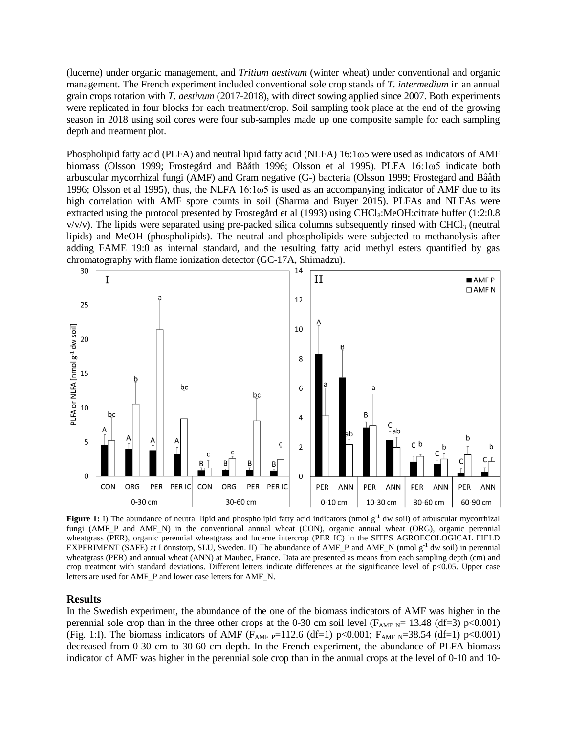(lucerne) under organic management, and *Tritium aestivum* (winter wheat) under conventional and organic management. The French experiment included conventional sole crop stands of *T. intermedium* in an annual grain crops rotation with *T. aestivum* (2017-2018), with direct sowing applied since 2007. Both experiments were replicated in four blocks for each treatment/crop. Soil sampling took place at the end of the growing season in 2018 using soil cores were four sub-samples made up one composite sample for each sampling depth and treatment plot.

Phospholipid fatty acid (PLFA) and neutral lipid fatty acid (NLFA) 16:1ω5 were used as indicators of AMF biomass (Olsson 1999; Frostegård and Bååth 1996; Olsson et al 1995). PLFA 16:1ω5 indicate both arbuscular mycorrhizal fungi (AMF) and Gram negative (G-) bacteria (Olsson 1999; Frostegard and Bååth 1996; Olsson et al 1995), thus, the NLFA 16:1ω5 is used as an accompanying indicator of AMF due to its high correlation with AMF spore counts in soil (Sharma and Buyer 2015). PLFAs and NLFAs were extracted using the protocol presented by Frostegård et al (1993) using $CHCl_3$:MeOH:citrate buffer (1:2:0.8 v/v/v). The lipids were separated using pre-packed silica columns subsequently rinsed with $CHCl_3$ (neutral lipids) and MeOH (phospholipids). The neutral and phospholipids were subjected to methanolysis after adding FAME 19:0 as internal standard, and the resulting fatty acid methyl esters quantified by gas chromatography with flame ionization detector (GC-17A, Shimadzu).

**Figure 1:** I) The abundance of neutral lipid and phospholipid fatty acid indicators (nmol $g^{-1}$ dw soil) of arbuscular mycorrhizal fungi (AMF_P and AMF_N) in the conventional annual wheat (CON), organic annual wheat (ORG), organic perennial wheatgrass (PER), organic perennial wheatgrass and lucerne intercrop (PER IC) in the SITES AGROECOLOGICAL FIELD EXPERIMENT (SAFE) at Lönnstorp, SLU, Sweden. II) The abundance of AMF_P and AMF_N (nmol $g^{-1}$ dw soil) in perennial wheatgrass (PER) and annual wheat (ANN) at Maubec, France. Data are presented as means from each sampling depth (cm) and crop treatment with standard deviations. Different letters indicate differences at the significance level of $p<0.05$. Upper case letters are used for AMF_P and lower case letters for AMF_N.

## Results

In the Swedish experiment, the abundance of the one of the biomass indicators of AMF was higher in the perennial sole crop than in the three other crops at the 0-30 cm soil level ($F_{AMF\_N}= 13.48$ (df=3) $p<0.001$) (Fig. 1:I). The biomass indicators of AMF ($F_{AMF\_P}=112.6$ (df=1) $p<0.001$; $F_{AMF\_N}=38.54$ (df=1) $p<0.001$) decreased from 0-30 cm to 30-60 cm depth. In the French experiment, the abundance of PLFA biomass indicator of AMF was higher in the perennial sole crop than in the annual crops at the level of 0-10 and 10-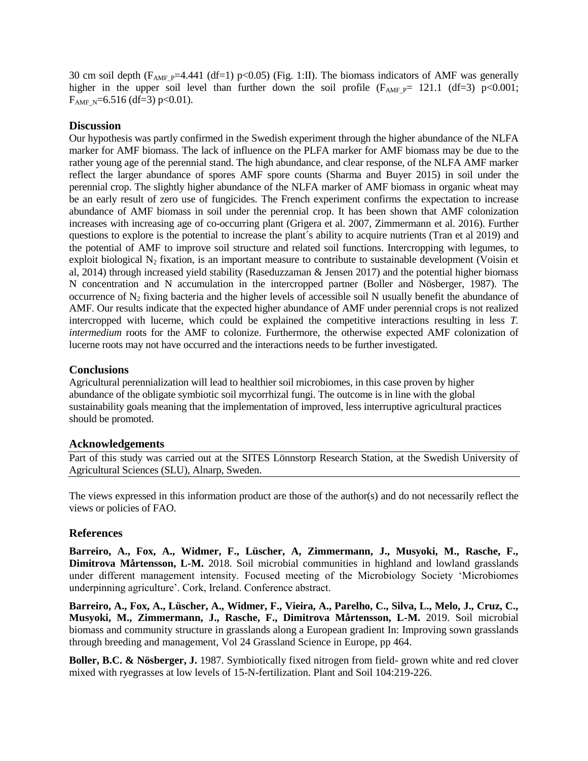30 cm soil depth ($F_{AMF\_P}$=4.441 (df=1) $p<0.05$) (Fig. 1:II). The biomass indicators of AMF was generally higher in the upper soil level than further down the soil profile ($F_{AMF\_P}$= 121.1 (df=3) $p<0.001$; $F_{AMF\_N}$=6.516 (df=3) $p<0.01$).

## Discussion

Our hypothesis was partly confirmed in the Swedish experiment through the higher abundance of the NLFA marker for AMF biomass. The lack of influence on the PLFA marker for AMF biomass may be due to the rather young age of the perennial stand. The high abundance, and clear response, of the NLFA AMF marker reflect the larger abundance of spores AMF spore counts (Sharma and Buyer 2015) in soil under the perennial crop. The slightly higher abundance of the NLFA marker of AMF biomass in organic wheat may be an early result of zero use of fungicides. The French experiment confirms the expectation to increase abundance of AMF biomass in soil under the perennial crop. It has been shown that AMF colonization increases with increasing age of co-occurring plant (Grigera et al. 2007, Zimmermann et al. 2016). Further questions to explore is the potential to increase the plant´s ability to acquire nutrients (Tran et al 2019) and the potential of AMF to improve soil structure and related soil functions. Intercropping with legumes, to exploit biological $N_2$ fixation, is an important measure to contribute to sustainable development (Voisin et al, 2014) through increased yield stability (Raseduzzaman & Jensen 2017) and the potential higher biomass N concentration and N accumulation in the intercropped partner (Boller and Nösberger, 1987). The occurrence of $N_2$ fixing bacteria and the higher levels of accessible soil N usually benefit the abundance of AMF. Our results indicate that the expected higher abundance of AMF under perennial crops is not realized intercropped with lucerne, which could be explained the competitive interactions resulting in less *T. intermedium* roots for the AMF to colonize. Furthermore, the otherwise expected AMF colonization of lucerne roots may not have occurred and the interactions needs to be further investigated.

## Conclusions

Agricultural perennialization will lead to healthier soil microbiomes, in this case proven by higher abundance of the obligate symbiotic soil mycorrhizal fungi. The outcome is in line with the global sustainability goals meaning that the implementation of improved, less interruptive agricultural practices should be promoted.

## Acknowledgements

Part of this study was carried out at the SITES Lönnstorp Research Station, at the Swedish University of Agricultural Sciences (SLU), Alnarp, Sweden.

The views expressed in this information product are those of the author(s) and do not necessarily reflect the views or policies of FAO.

## References

**Barreiro, A., Fox, A., Widmer, F., Lüscher, A, Zimmermann, J., Musyoki, M., Rasche, F., Dimitrova Mårtensson, L-M.** 2018. Soil microbial communities in highland and lowland grasslands under different management intensity. Focused meeting of the Microbiology Society 'Microbiomes underpinning agriculture'. Cork, Ireland. Conference abstract.

**Barreiro, A., Fox, A., Lüscher, A., Widmer, F., Vieira, A., Parelho, C., Silva, L., Melo, J., Cruz, C., Musyoki, M., Zimmermann, J., Rasche, F., Dimitrova Mårtensson, L-M.** 2019. Soil microbial biomass and community structure in grasslands along a European gradient In: Improving sown grasslands through breeding and management, Vol 24 Grassland Science in Europe, pp 464.

**Boller, B.C. & Nösberger, J.** 1987. Symbiotically fixed nitrogen from field- grown white and red clover mixed with ryegrasses at low levels of 15-N-fertilization. Plant and Soil 104:219-226.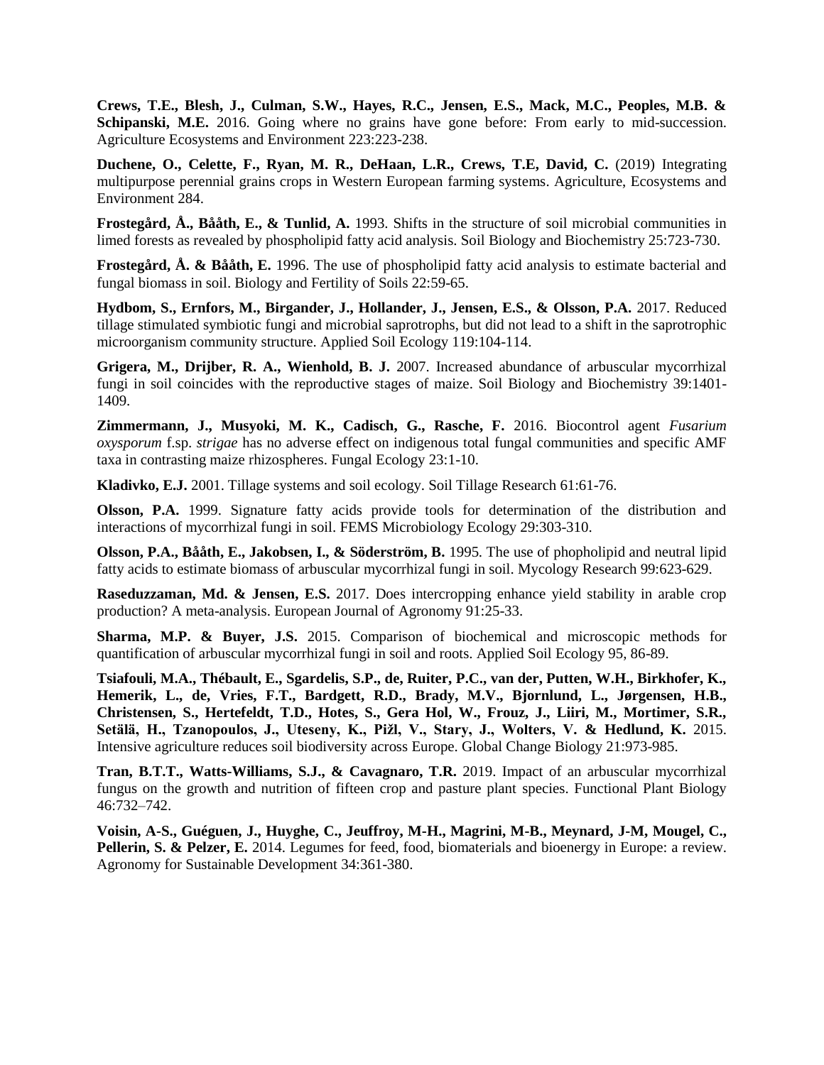**Crews, T.E., Blesh, J., Culman, S.W., Hayes, R.C., Jensen, E.S., Mack, M.C., Peoples, M.B. & Schipanski, M.E.** 2016. Going where no grains have gone before: From early to mid-succession. Agriculture Ecosystems and Environment 223:223-238.

**Duchene, O., Celette, F., Ryan, M. R., DeHaan, L.R., Crews, T.E, David, C.** (2019) Integrating multipurpose perennial grains crops in Western European farming systems. Agriculture, Ecosystems and Environment 284.

**Frostegård, Å., Bååth, E., & Tunlid, A.** 1993. Shifts in the structure of soil microbial communities in limed forests as revealed by phospholipid fatty acid analysis. Soil Biology and Biochemistry 25:723-730.

**Frostegård, Å. & Bååth, E.** 1996. The use of phospholipid fatty acid analysis to estimate bacterial and fungal biomass in soil. Biology and Fertility of Soils 22:59-65.

**Hydbom, S., Ernfors, M., Birgander, J., Hollander, J., Jensen, E.S., & Olsson, P.A.** 2017. Reduced tillage stimulated symbiotic fungi and microbial saprotrophs, but did not lead to a shift in the saprotrophic microorganism community structure. Applied Soil Ecology 119:104-114.

**Grigera, M., Drijber, R. A., Wienhold, B. J.** 2007. Increased abundance of arbuscular mycorrhizal fungi in soil coincides with the reproductive stages of maize. Soil Biology and Biochemistry 39:1401-1409.

**Zimmermann, J., Musyoki, M. K., Cadisch, G., Rasche, F.** 2016. Biocontrol agent *Fusarium oxysporum* f.sp. *strigae* has no adverse effect on indigenous total fungal communities and specific AMF taxa in contrasting maize rhizospheres. Fungal Ecology 23:1-10.

**Kladivko, E.J.** 2001. Tillage systems and soil ecology. Soil Tillage Research 61:61-76.

**Olsson, P.A.** 1999. Signature fatty acids provide tools for determination of the distribution and interactions of mycorrhizal fungi in soil. FEMS Microbiology Ecology 29:303-310.

**Olsson, P.A., Bååth, E., Jakobsen, I., & Söderström, B.** 1995. The use of phopholipid and neutral lipid fatty acids to estimate biomass of arbuscular mycorrhizal fungi in soil. Mycology Research 99:623-629.

**Raseduzzaman, Md. & Jensen, E.S.** 2017. Does intercropping enhance yield stability in arable crop production? A meta-analysis. European Journal of Agronomy 91:25-33.

**Sharma, M.P. & Buyer, J.S.** 2015. Comparison of biochemical and microscopic methods for quantification of arbuscular mycorrhizal fungi in soil and roots. Applied Soil Ecology 95, 86-89.

**Tsiafouli, M.A., Thébault, E., Sgardelis, S.P., de, Ruiter, P.C., van der, Putten, W.H., Birkhofer, K., Hemerik, L., de, Vries, F.T., Bardgett, R.D., Brady, M.V., Bjornlund, L., Jørgensen, H.B., Christensen, S., Hertefeldt, T.D., Hotes, S., Gera Hol, W., Frouz, J., Liiri, M., Mortimer, S.R., Setälä, H., Tzanopoulos, J., Uteseny, K., Pižl, V., Stary, J., Wolters, V. & Hedlund, K.** 2015. Intensive agriculture reduces soil biodiversity across Europe. Global Change Biology 21:973-985.

**Tran, B.T.T., Watts-Williams, S.J., & Cavagnaro, T.R.** 2019. Impact of an arbuscular mycorrhizal fungus on the growth and nutrition of fifteen crop and pasture plant species. Functional Plant Biology 46:732–742.

**Voisin, A-S., Guéguen, J., Huyghe, C., Jeuffroy, M-H., Magrini, M-B., Meynard, J-M, Mougel, C., Pellerin, S. & Pelzer, E.** 2014. Legumes for feed, food, biomaterials and bioenergy in Europe: a review. Agronomy for Sustainable Development 34:361-380.